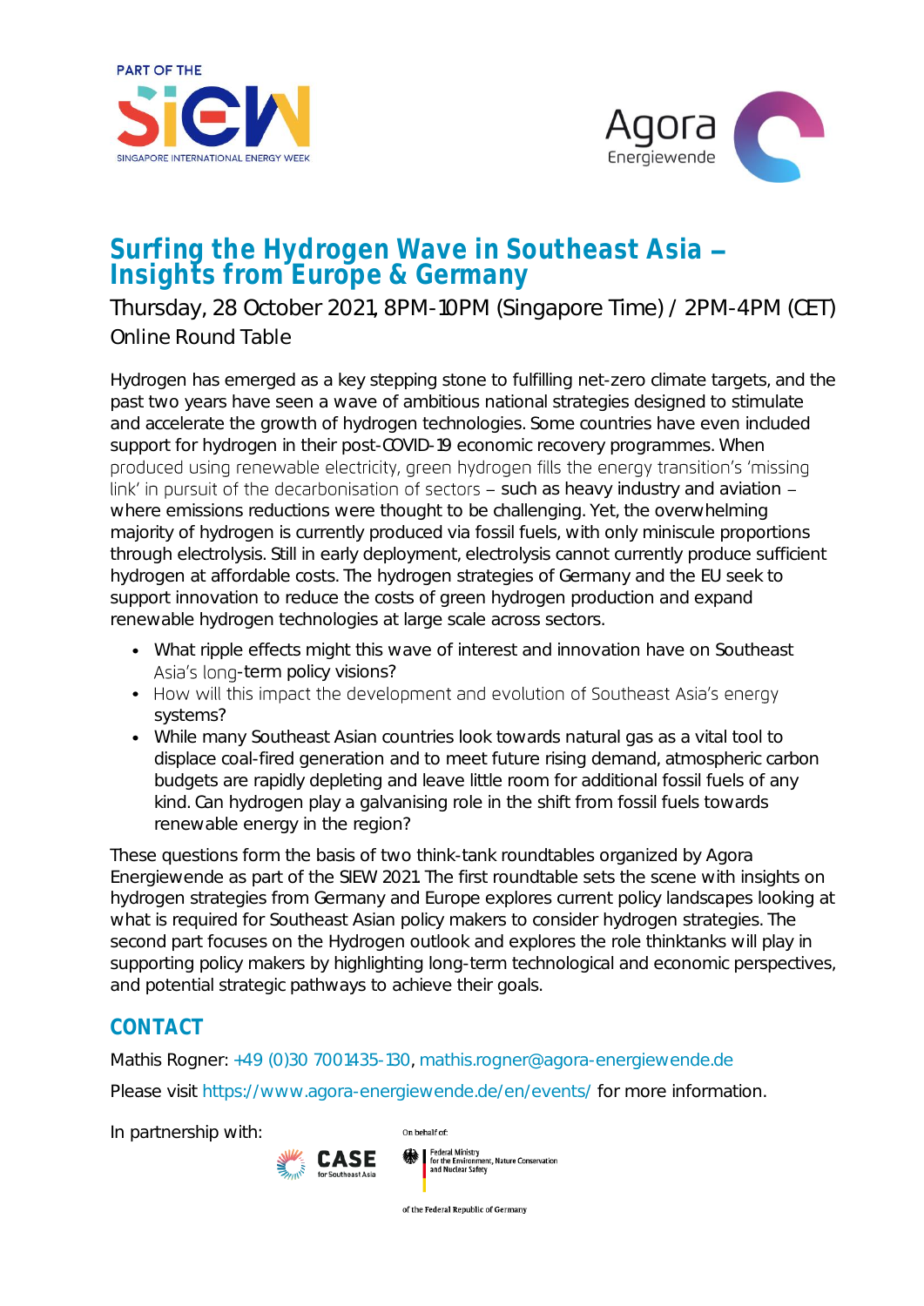PART OF THE SIEW SINGAPORE INTERNATIONAL ENERGY WEEK

Agora Energiewende

# Surfing the Hydrogen Wave in Southeast Asia – Insights from Europe & Germany

Thursday, 28 October 2021, 8PM-10PM (Singapore Time) / 2PM-4PM (CET)
Online Round Table

Hydrogen has emerged as a key stepping stone to fulfilling net-zero climate targets, and the past two years have seen a wave of ambitious national strategies designed to stimulate and accelerate the growth of hydrogen technologies. Some countries have even included support for hydrogen in their post-COVID-19 economic recovery programmes. When produced using renewable electricity, green hydrogen fills the energy transition's 'missing link' in pursuit of the decarbonisation of sectors – such as heavy industry and aviation – where emissions reductions were thought to be challenging. Yet, the overwhelming majority of hydrogen is currently produced via fossil fuels, with only miniscule proportions through electrolysis. Still in early deployment, electrolysis cannot currently produce sufficient hydrogen at affordable costs. The hydrogen strategies of Germany and the EU seek to support innovation to reduce the costs of green hydrogen production and expand renewable hydrogen technologies at large scale across sectors.

- What ripple effects might this wave of interest and innovation have on Southeast Asia's long-term policy visions?
- How will this impact the development and evolution of Southeast Asia's energy systems?
- While many Southeast Asian countries look towards natural gas as a vital tool to displace coal-fired generation and to meet future rising demand, atmospheric carbon budgets are rapidly depleting and leave little room for additional fossil fuels of any kind. Can hydrogen play a galvanising role in the shift from fossil fuels towards renewable energy in the region?

These questions form the basis of two think-tank roundtables organized by Agora Energiewende as part of the SIEW 2021. The first roundtable sets the scene with insights on hydrogen strategies from Germany and Europe explores current policy landscapes looking at what is required for Southeast Asian policy makers to consider hydrogen strategies. The second part focuses on the Hydrogen outlook and explores the role thinktanks will play in supporting policy makers by highlighting long-term technological and economic perspectives, and potential strategic pathways to achieve their goals.

## CONTACT

Mathis Rogner: +49 (0)30 7001435-130, mathis.rogner@agora-energiewende.de

Please visit https://www.agora-energiewende.de/en/events/ for more information.

In partnership with: CASE for Southeast Asia

On behalf of: Federal Ministry for the Environment, Nature Conservation and Nuclear Safety of the Federal Republic of Germany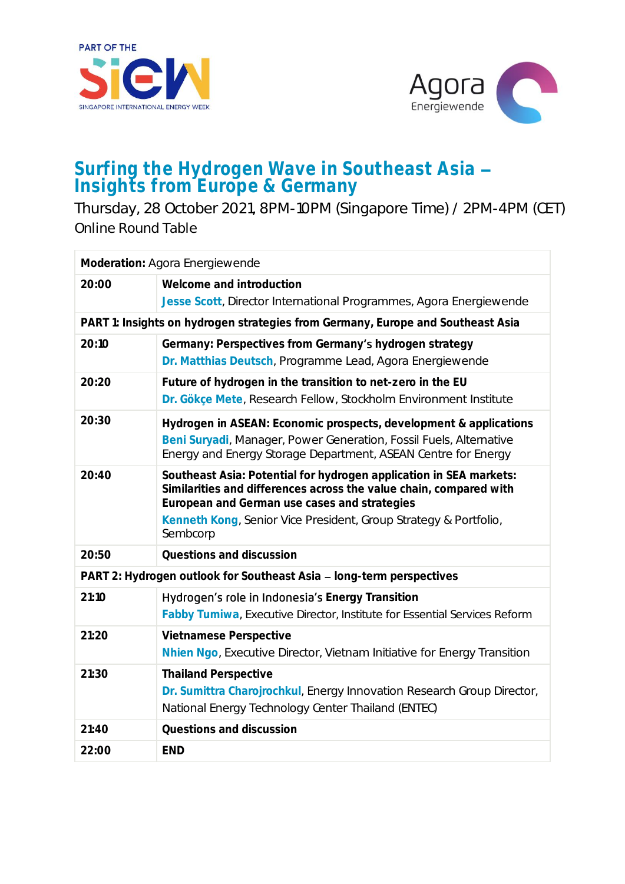PART OF THE SIEW SINGAPORE INTERNATIONAL ENERGY WEEK

Agora Energiewende

# Surfing the Hydrogen Wave in Southeast Asia – Insights from Europe & Germany

Thursday, 28 October 2021, 8PM-10PM (Singapore Time) / 2PM-4PM (CET)
Online Round Table

| **Moderation:** Agora Energiewende | |
|---|---|
| **20:00** | **Welcome and introduction**<br>**Jesse Scott**, Director International Programmes, Agora Energiewende |
| **PART 1: Insights on hydrogen strategies from Germany, Europe and Southeast Asia** | |
| **20:10** | **Germany: Perspectives from Germany's hydrogen strategy**<br>**Dr. Matthias Deutsch**, Programme Lead, Agora Energiewende |
| **20:20** | **Future of hydrogen in the transition to net-zero in the EU**<br>**Dr. Gökçe Mete**, Research Fellow, Stockholm Environment Institute |
| **20:30** | **Hydrogen in ASEAN: Economic prospects, development & applications**<br>**Beni Suryadi**, Manager, Power Generation, Fossil Fuels, Alternative Energy and Energy Storage Department, ASEAN Centre for Energy |
| **20:40** | **Southeast Asia: Potential for hydrogen application in SEA markets: Similarities and differences across the value chain, compared with European and German use cases and strategies**<br>**Kenneth Kong**, Senior Vice President, Group Strategy & Portfolio, Sembcorp |
| **20:50** | **Questions and discussion** |
| **PART 2: Hydrogen outlook for Southeast Asia – long-term perspectives** | |
| **21:10** | Hydrogen's role in Indonesia's **Energy Transition**<br>**Fabby Tumiwa**, Executive Director, Institute for Essential Services Reform |
| **21:20** | **Vietnamese Perspective**<br>**Nhien Ngo**, Executive Director, Vietnam Initiative for Energy Transition |
| **21:30** | **Thailand Perspective**<br>**Dr. Sumittra Charojrochkul**, Energy Innovation Research Group Director, National Energy Technology Center Thailand (ENTEC) |
| **21:40** | **Questions and discussion** |
| **22:00** | **END** |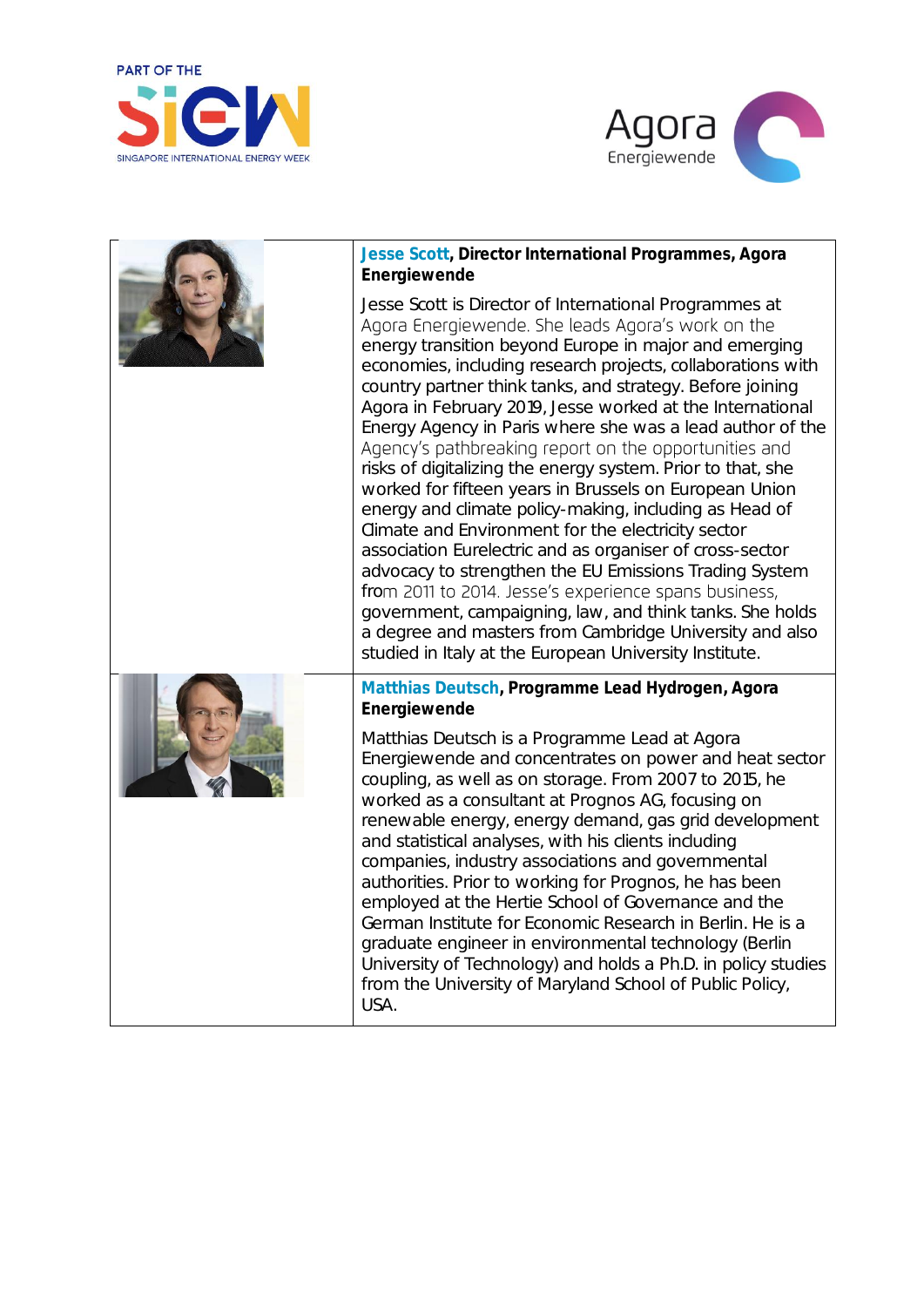**Jesse Scott, Director International Programmes, Agora Energiewende**

Jesse Scott is Director of International Programmes at Agora Energiewende. She leads Agora's work on the energy transition beyond Europe in major and emerging economies, including research projects, collaborations with country partner think tanks, and strategy. Before joining Agora in February 2019, Jesse worked at the International Energy Agency in Paris where she was a lead author of the Agency's pathbreaking report on the opportunities and risks of digitalizing the energy system. Prior to that, she worked for fifteen years in Brussels on European Union energy and climate policy-making, including as Head of Climate and Environment for the electricity sector association Eurelectric and as organiser of cross-sector advocacy to strengthen the EU Emissions Trading System from 2011 to 2014. Jesse's experience spans business, government, campaigning, law, and think tanks. She holds a degree and masters from Cambridge University and also studied in Italy at the European University Institute.

**Matthias Deutsch, Programme Lead Hydrogen, Agora Energiewende**

Matthias Deutsch is a Programme Lead at Agora Energiewende and concentrates on power and heat sector coupling, as well as on storage. From 2007 to 2015, he worked as a consultant at Prognos AG, focusing on renewable energy, energy demand, gas grid development and statistical analyses, with his clients including companies, industry associations and governmental authorities. Prior to working for Prognos, he has been employed at the Hertie School of Governance and the German Institute for Economic Research in Berlin. He is a graduate engineer in environmental technology (Berlin University of Technology) and holds a Ph.D. in policy studies from the University of Maryland School of Public Policy, USA.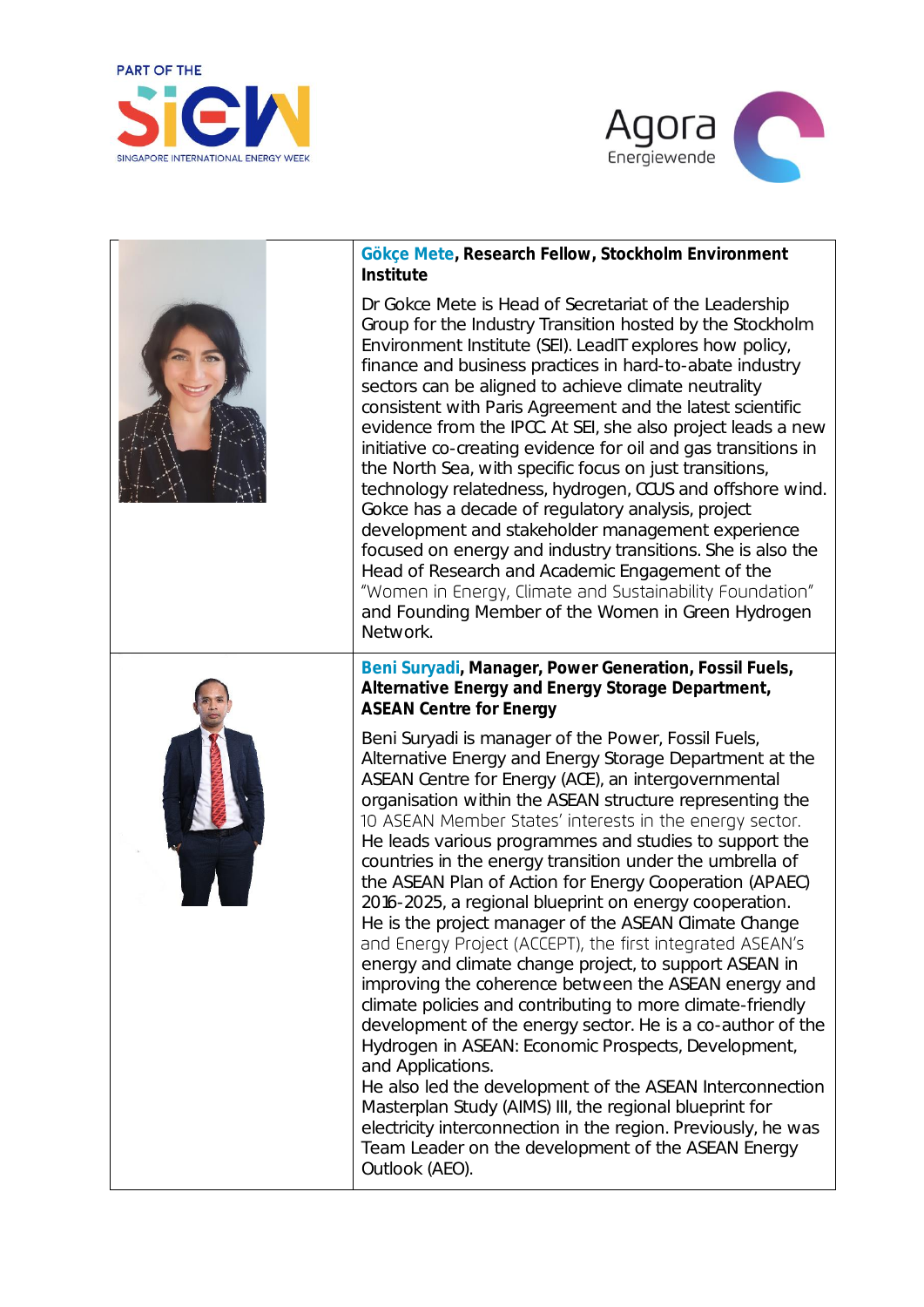| | |
|---|---|
| | **Gökçe Mete, Research Fellow, Stockholm Environment Institute**<br><br>Dr Gokce Mete is Head of Secretariat of the Leadership Group for the Industry Transition hosted by the Stockholm Environment Institute (SEI). LeadIT explores how policy, finance and business practices in hard-to-abate industry sectors can be aligned to achieve climate neutrality consistent with Paris Agreement and the latest scientific evidence from the IPCC. At SEI, she also project leads a new initiative co-creating evidence for oil and gas transitions in the North Sea, with specific focus on just transitions, technology relatedness, hydrogen, CCUS and offshore wind. Gokce has a decade of regulatory analysis, project development and stakeholder management experience focused on energy and industry transitions. She is also the Head of Research and Academic Engagement of the "Women in Energy, Climate and Sustainability Foundation" and Founding Member of the Women in Green Hydrogen Network. |
| | **Beni Suryadi, Manager, Power Generation, Fossil Fuels, Alternative Energy and Energy Storage Department, ASEAN Centre for Energy**<br><br>Beni Suryadi is manager of the Power, Fossil Fuels, Alternative Energy and Energy Storage Department at the ASEAN Centre for Energy (ACE), an intergovernmental organisation within the ASEAN structure representing the 10 ASEAN Member States' interests in the energy sector. He leads various programmes and studies to support the countries in the energy transition under the umbrella of the ASEAN Plan of Action for Energy Cooperation (APAEC) 2016-2025, a regional blueprint on energy cooperation. He is the project manager of the ASEAN Climate Change and Energy Project (ACCEPT), the first integrated ASEAN's energy and climate change project, to support ASEAN in improving the coherence between the ASEAN energy and climate policies and contributing to more climate-friendly development of the energy sector. He is a co-author of the Hydrogen in ASEAN: Economic Prospects, Development, and Applications.<br>He also led the development of the ASEAN Interconnection Masterplan Study (AIMS) III, the regional blueprint for electricity interconnection in the region. Previously, he was Team Leader on the development of the ASEAN Energy Outlook (AEO). |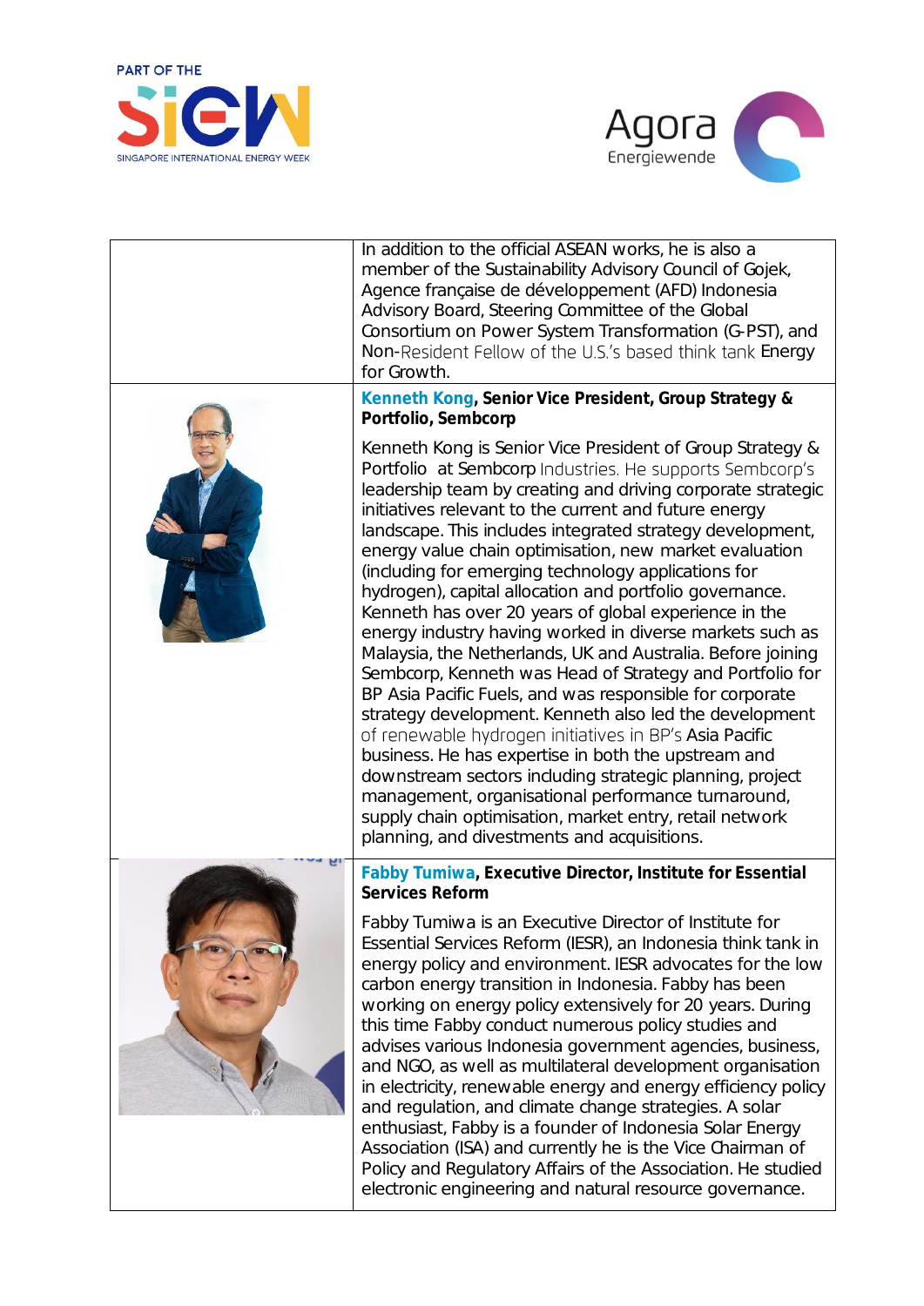In addition to the official ASEAN works, he is also a member of the Sustainability Advisory Council of Gojek, Agence française de développement (AFD) Indonesia Advisory Board, Steering Committee of the Global Consortium on Power System Transformation (G-PST), and Non-Resident Fellow of the U.S.'s based think tank Energy for Growth.

**Kenneth Kong, Senior Vice President, Group Strategy & Portfolio, Sembcorp**

Kenneth Kong is Senior Vice President of Group Strategy & Portfolio at Sembcorp Industries. He supports Sembcorp's leadership team by creating and driving corporate strategic initiatives relevant to the current and future energy landscape. This includes integrated strategy development, energy value chain optimisation, new market evaluation (including for emerging technology applications for hydrogen), capital allocation and portfolio governance. Kenneth has over 20 years of global experience in the energy industry having worked in diverse markets such as Malaysia, the Netherlands, UK and Australia. Before joining Sembcorp, Kenneth was Head of Strategy and Portfolio for BP Asia Pacific Fuels, and was responsible for corporate strategy development. Kenneth also led the development of renewable hydrogen initiatives in BP's Asia Pacific business. He has expertise in both the upstream and downstream sectors including strategic planning, project management, organisational performance turnaround, supply chain optimisation, market entry, retail network planning, and divestments and acquisitions.

**Fabby Tumiwa, Executive Director, Institute for Essential Services Reform**

Fabby Tumiwa is an Executive Director of Institute for Essential Services Reform (IESR), an Indonesia think tank in energy policy and environment. IESR advocates for the low carbon energy transition in Indonesia. Fabby has been working on energy policy extensively for 20 years. During this time Fabby conduct numerous policy studies and advises various Indonesia government agencies, business, and NGO, as well as multilateral development organisation in electricity, renewable energy and energy efficiency policy and regulation, and climate change strategies. A solar enthusiast, Fabby is a founder of Indonesia Solar Energy Association (ISA) and currently he is the Vice Chairman of Policy and Regulatory Affairs of the Association. He studied electronic engineering and natural resource governance.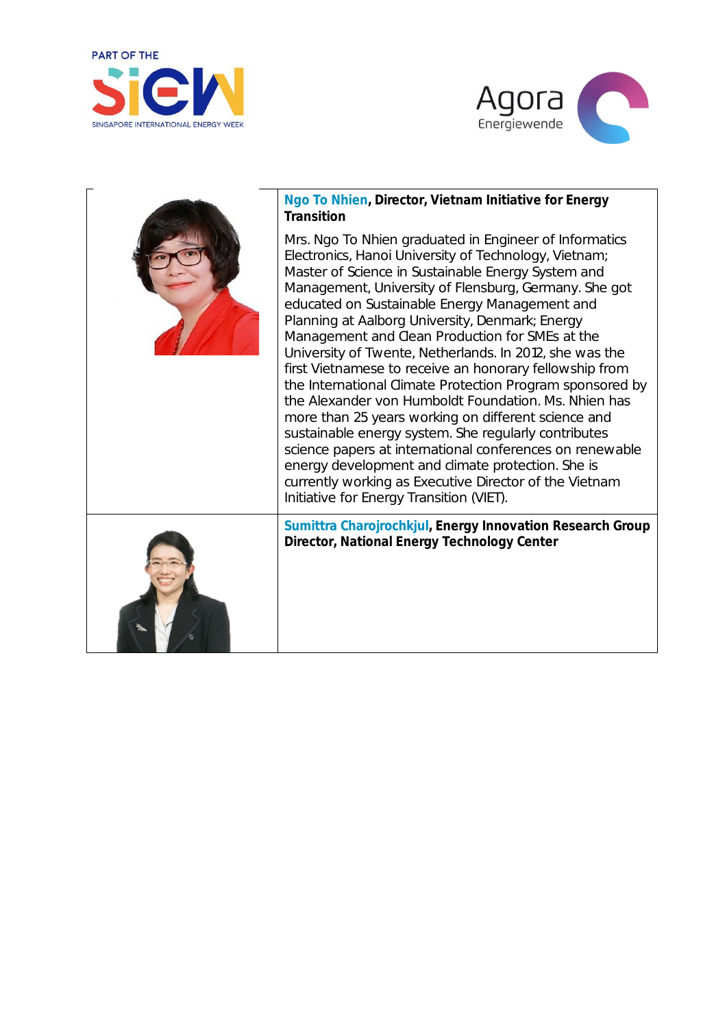| | |
|---|---|
| | **Ngo To Nhien, Director, Vietnam Initiative for Energy Transition**<br><br>Mrs. Ngo To Nhien graduated in Engineer of Informatics Electronics, Hanoi University of Technology, Vietnam; Master of Science in Sustainable Energy System and Management, University of Flensburg, Germany. She got educated on Sustainable Energy Management and Planning at Aalborg University, Denmark; Energy Management and Clean Production for SMEs at the University of Twente, Netherlands. In 2012, she was the first Vietnamese to receive an honorary fellowship from the International Climate Protection Program sponsored by the Alexander von Humboldt Foundation. Ms. Nhien has more than 25 years working on different science and sustainable energy system. She regularly contributes science papers at international conferences on renewable energy development and climate protection. She is currently working as Executive Director of the Vietnam Initiative for Energy Transition (VIET). |
| | **Sumittra Charojrochkjul, Energy Innovation Research Group Director, National Energy Technology Center** |